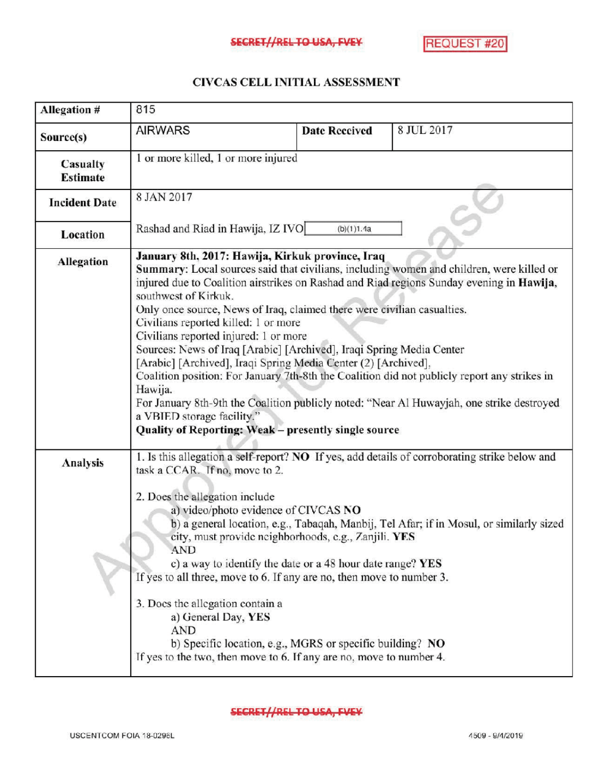SECRET//REL TO USA, FVEY

REQUEST #20

# CIVCAS CELL INITIAL ASSESSMENT

| Allegation # | 815 | | |
|---|---|---|---|
| Source(s) | AIRWARS | Date Received | 8 JUL 2017 |
| Casualty Estimate | 1 or more killed, 1 or more injured | | |
| Incident Date | 8 JAN 2017 | | |
| Location | Rashad and Riad in Hawija, IZ IVO (b)(1)1.4a | | |
| Allegation | **January 8th, 2017: Hawija, Kirkuk province, Iraq**<br>**Summary:** Local sources said that civilians, including women and children, were killed or injured due to Coalition airstrikes on Rashad and Riad regions Sunday evening in **Hawija**, southwest of Kirkuk.<br>Only once source, News of Iraq, claimed there were civilian casualties.<br>Civilians reported killed: 1 or more<br>Civilians reported injured: 1 or more<br>Sources: News of Iraq [Arabic] [Archived], Iraqi Spring Media Center [Arabic] [Archived], Iraqi Spring Media Center (2) [Archived],<br>Coalition position: For January 7th-8th the Coalition did not publicly report any strikes in Hawija.<br>For January 8th-9th the Coalition publicly noted: "Near Al Huwayjah, one strike destroyed a VBIED storage facility."<br>**Quality of Reporting: Weak – presently single source** | | |
| Analysis | 1. Is this allegation a self-report? **NO** If yes, add details of corroborating strike below and task a CCAR. If no, move to 2.<br><br>2. Does the allegation include<br>a) video/photo evidence of CIVCAS **NO**<br>b) a general location, e.g., Tabaqah, Manbij, Tel Afar; if in Mosul, or similarly sized city, must provide neighborhoods, e.g., Zanjili. **YES**<br>AND<br>c) a way to identify the date or a 48 hour date range? **YES**<br>If yes to all three, move to 6. If any are no, then move to number 3.<br><br>3. Does the allegation contain a<br>a) General Day, **YES**<br>AND<br>b) Specific location, e.g., MGRS or specific building? **NO**<br>If yes to the two, then move to 6. If any are no, move to number 4. | | |

SECRET//REL TO USA, FVEY

USCENTCOM FOIA 18-0296L

4509 - 9/4/2019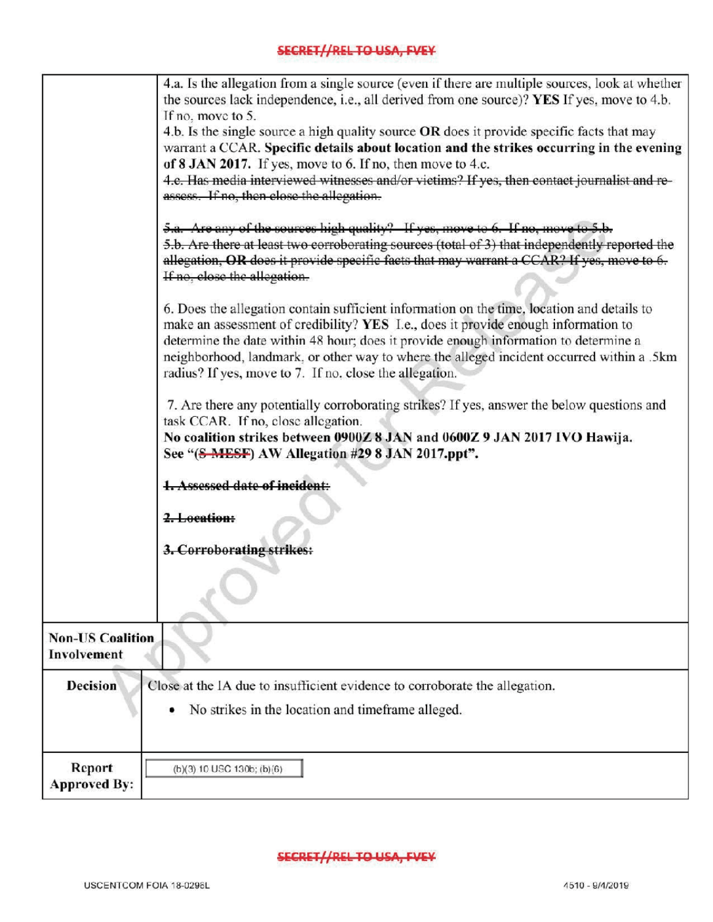| | |
|---|---|
| | 4.a. Is the allegation from a single source (even if there are multiple sources, look at whether the sources lack independence, i.e., all derived from one source)? **YES** If yes, move to 4.b. If no, move to 5.<br>4.b. Is the single source a high quality source **OR** does it provide specific facts that may warrant a CCAR. **Specific details about location and the strikes occurring in the evening of 8 JAN 2017.** If yes, move to 6. If no, then move to 4.c.<br>~~4.c. Has media interviewed witnesses and/or victims? If yes, then contact journalist and re-assess. If no, then close the allegation.~~<br><br>~~5.a. Are any of the sources high quality? If yes, move to 6. If no, move to 5.b.~~<br>~~5.b. Are there at least two corroborating sources (total of 3) that independently reported the allegation, OR does it provide specific facts that may warrant a CCAR? If yes, move to 6. If no, close the allegation.~~<br><br>6. Does the allegation contain sufficient information on the time, location and details to make an assessment of credibility? **YES** I.e., does it provide enough information to determine the date within 48 hour; does it provide enough information to determine a neighborhood, landmark, or other way to where the alleged incident occurred within a .5km radius? If yes, move to 7. If no, close the allegation.<br><br>7. Are there any potentially corroborating strikes? If yes, answer the below questions and task CCAR. If no, close allegation.<br>**No coalition strikes between 0900Z 8 JAN and 0600Z 9 JAN 2017 IVO Hawija. See "(~~S-MESF~~) AW Allegation #29 8 JAN 2017.ppt".**<br><br>~~**1. Assessed date of incident:**~~<br><br>~~**2. Location:**~~<br><br>~~**3. Corroborating strikes:**~~ |
| **Non-US Coalition Involvement** | |
| **Decision** | Close at the IA due to insufficient evidence to corroborate the allegation.<br>• No strikes in the location and timeframe alleged. |
| **Report Approved By:** | (b)(3) 10 USC 130b; (b)(6) |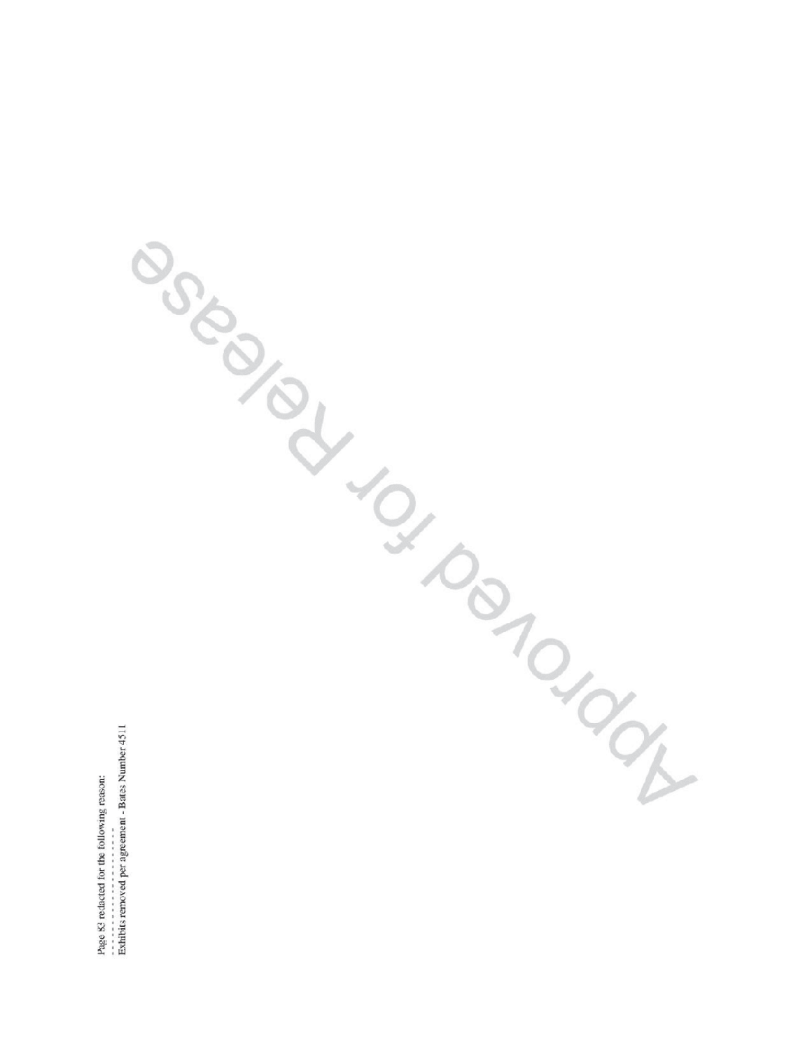Page 83 redacted for the following reason:

- - - - - - - - - - - - - - - - - - - -

Exhibits removed per agreement - Bates Number 4511

Approved for Release